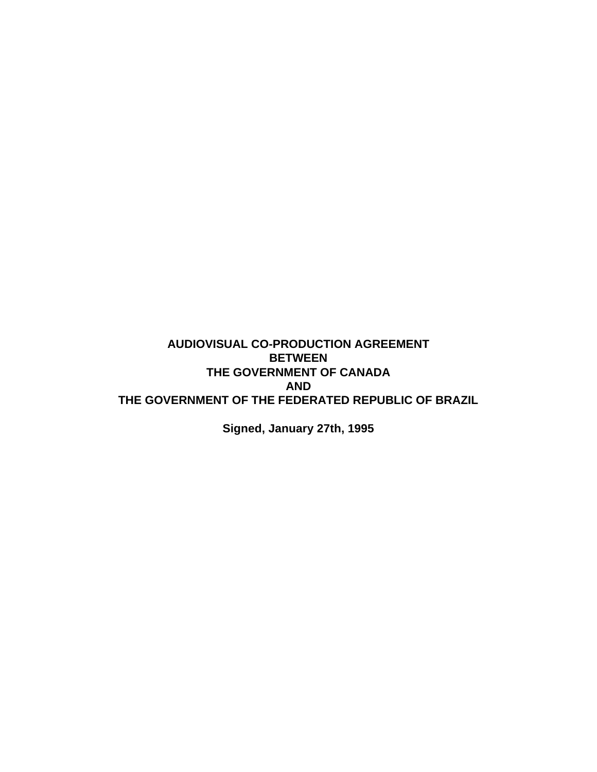# AUDIOVISUAL CO-PRODUCTION AGREEMENT
# BETWEEN
# THE GOVERNMENT OF CANADA
# AND
# THE GOVERNMENT OF THE FEDERATED REPUBLIC OF BRAZIL

**Signed, January 27th, 1995**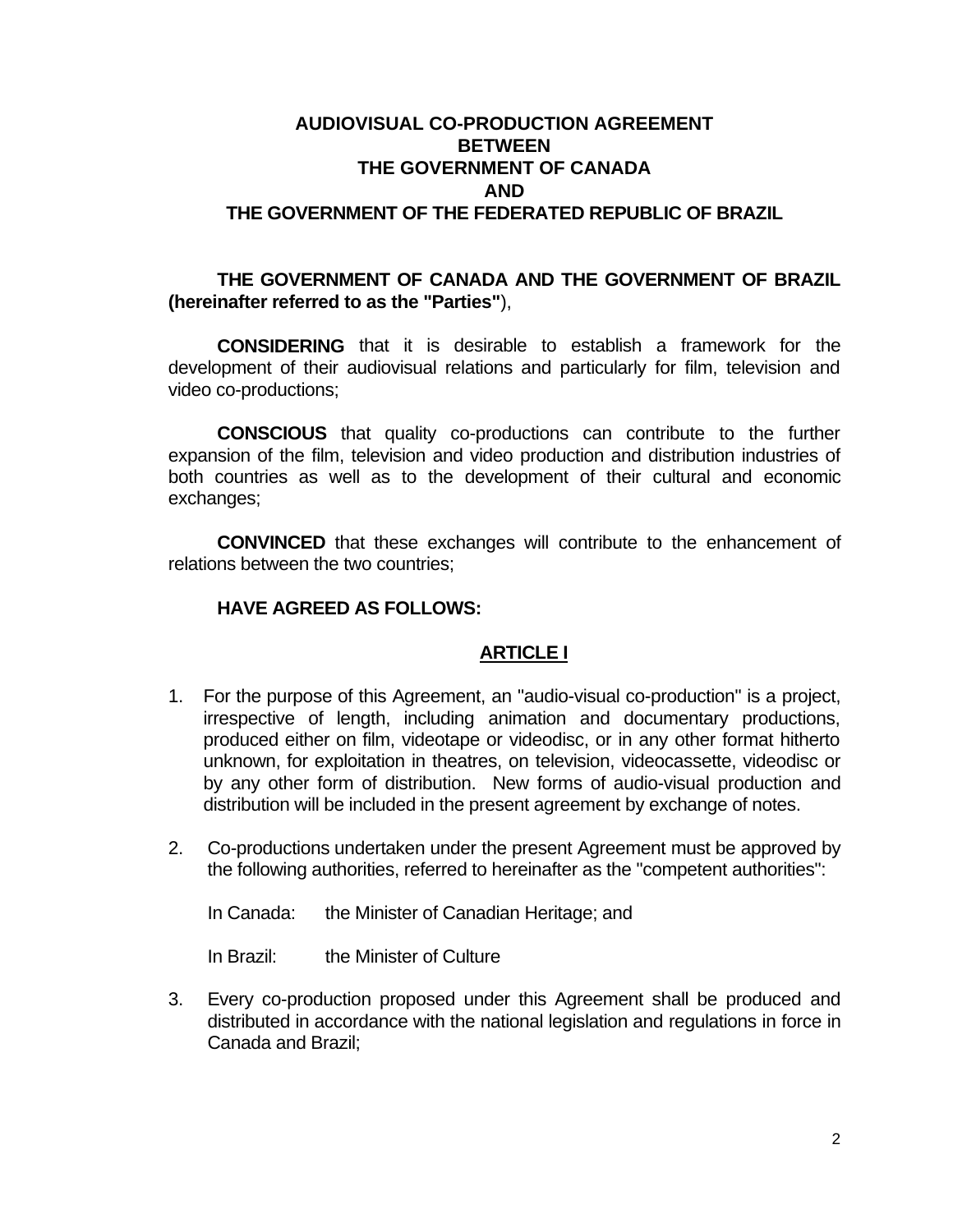# AUDIOVISUAL CO-PRODUCTION AGREEMENT
# BETWEEN
# THE GOVERNMENT OF CANADA
# AND
# THE GOVERNMENT OF THE FEDERATED REPUBLIC OF BRAZIL

**THE GOVERNMENT OF CANADA AND THE GOVERNMENT OF BRAZIL (hereinafter referred to as the "Parties"**),

**CONSIDERING** that it is desirable to establish a framework for the development of their audiovisual relations and particularly for film, television and video co-productions;

**CONSCIOUS** that quality co-productions can contribute to the further expansion of the film, television and video production and distribution industries of both countries as well as to the development of their cultural and economic exchanges;

**CONVINCED** that these exchanges will contribute to the enhancement of relations between the two countries;

**HAVE AGREED AS FOLLOWS:**

## ARTICLE I

1. For the purpose of this Agreement, an "audio-visual co-production" is a project, irrespective of length, including animation and documentary productions, produced either on film, videotape or videodisc, or in any other format hitherto unknown, for exploitation in theatres, on television, videocassette, videodisc or by any other form of distribution. New forms of audio-visual production and distribution will be included in the present agreement by exchange of notes.

2. Co-productions undertaken under the present Agreement must be approved by the following authorities, referred to hereinafter as the "competent authorities":

   In Canada: the Minister of Canadian Heritage; and

   In Brazil: the Minister of Culture

3. Every co-production proposed under this Agreement shall be produced and distributed in accordance with the national legislation and regulations in force in Canada and Brazil;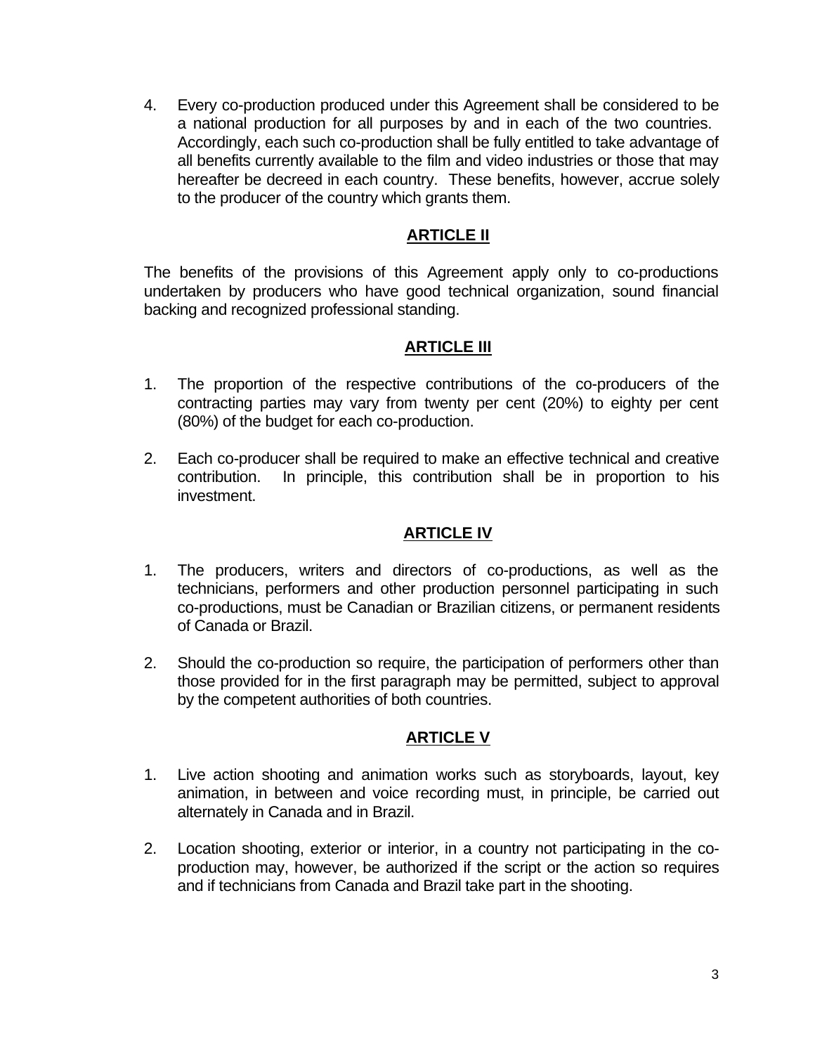4. Every co-production produced under this Agreement shall be considered to be a national production for all purposes by and in each of the two countries. Accordingly, each such co-production shall be fully entitled to take advantage of all benefits currently available to the film and video industries or those that may hereafter be decreed in each country. These benefits, however, accrue solely to the producer of the country which grants them.

## ARTICLE II

The benefits of the provisions of this Agreement apply only to co-productions undertaken by producers who have good technical organization, sound financial backing and recognized professional standing.

## ARTICLE III

1. The proportion of the respective contributions of the co-producers of the contracting parties may vary from twenty per cent (20%) to eighty per cent (80%) of the budget for each co-production.

2. Each co-producer shall be required to make an effective technical and creative contribution. In principle, this contribution shall be in proportion to his investment.

## ARTICLE IV

1. The producers, writers and directors of co-productions, as well as the technicians, performers and other production personnel participating in such co-productions, must be Canadian or Brazilian citizens, or permanent residents of Canada or Brazil.

2. Should the co-production so require, the participation of performers other than those provided for in the first paragraph may be permitted, subject to approval by the competent authorities of both countries.

## ARTICLE V

1. Live action shooting and animation works such as storyboards, layout, key animation, in between and voice recording must, in principle, be carried out alternately in Canada and in Brazil.

2. Location shooting, exterior or interior, in a country not participating in the co-production may, however, be authorized if the script or the action so requires and if technicians from Canada and Brazil take part in the shooting.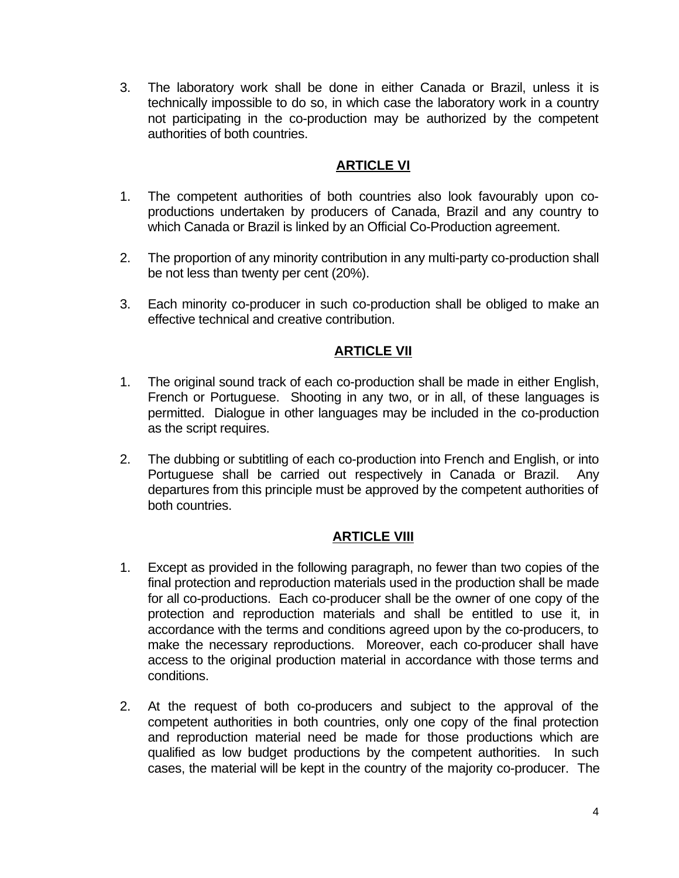3. The laboratory work shall be done in either Canada or Brazil, unless it is technically impossible to do so, in which case the laboratory work in a country not participating in the co-production may be authorized by the competent authorities of both countries.

## ARTICLE VI

1. The competent authorities of both countries also look favourably upon co-productions undertaken by producers of Canada, Brazil and any country to which Canada or Brazil is linked by an Official Co-Production agreement.

2. The proportion of any minority contribution in any multi-party co-production shall be not less than twenty per cent (20%).

3. Each minority co-producer in such co-production shall be obliged to make an effective technical and creative contribution.

## ARTICLE VII

1. The original sound track of each co-production shall be made in either English, French or Portuguese. Shooting in any two, or in all, of these languages is permitted. Dialogue in other languages may be included in the co-production as the script requires.

2. The dubbing or subtitling of each co-production into French and English, or into Portuguese shall be carried out respectively in Canada or Brazil. Any departures from this principle must be approved by the competent authorities of both countries.

## ARTICLE VIII

1. Except as provided in the following paragraph, no fewer than two copies of the final protection and reproduction materials used in the production shall be made for all co-productions. Each co-producer shall be the owner of one copy of the protection and reproduction materials and shall be entitled to use it, in accordance with the terms and conditions agreed upon by the co-producers, to make the necessary reproductions. Moreover, each co-producer shall have access to the original production material in accordance with those terms and conditions.

2. At the request of both co-producers and subject to the approval of the competent authorities in both countries, only one copy of the final protection and reproduction material need be made for those productions which are qualified as low budget productions by the competent authorities. In such cases, the material will be kept in the country of the majority co-producer. The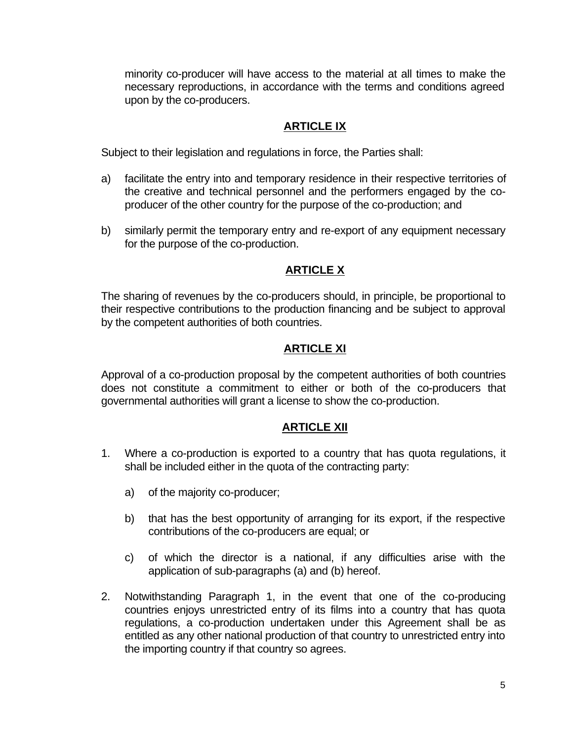minority co-producer will have access to the material at all times to make the necessary reproductions, in accordance with the terms and conditions agreed upon by the co-producers.

## ARTICLE IX

Subject to their legislation and regulations in force, the Parties shall:

a) facilitate the entry into and temporary residence in their respective territories of the creative and technical personnel and the performers engaged by the co-producer of the other country for the purpose of the co-production; and

b) similarly permit the temporary entry and re-export of any equipment necessary for the purpose of the co-production.

## ARTICLE X

The sharing of revenues by the co-producers should, in principle, be proportional to their respective contributions to the production financing and be subject to approval by the competent authorities of both countries.

## ARTICLE XI

Approval of a co-production proposal by the competent authorities of both countries does not constitute a commitment to either or both of the co-producers that governmental authorities will grant a license to show the co-production.

## ARTICLE XII

1. Where a co-production is exported to a country that has quota regulations, it shall be included either in the quota of the contracting party:

    a) of the majority co-producer;

    b) that has the best opportunity of arranging for its export, if the respective contributions of the co-producers are equal; or

    c) of which the director is a national, if any difficulties arise with the application of sub-paragraphs (a) and (b) hereof.

2. Notwithstanding Paragraph 1, in the event that one of the co-producing countries enjoys unrestricted entry of its films into a country that has quota regulations, a co-production undertaken under this Agreement shall be as entitled as any other national production of that country to unrestricted entry into the importing country if that country so agrees.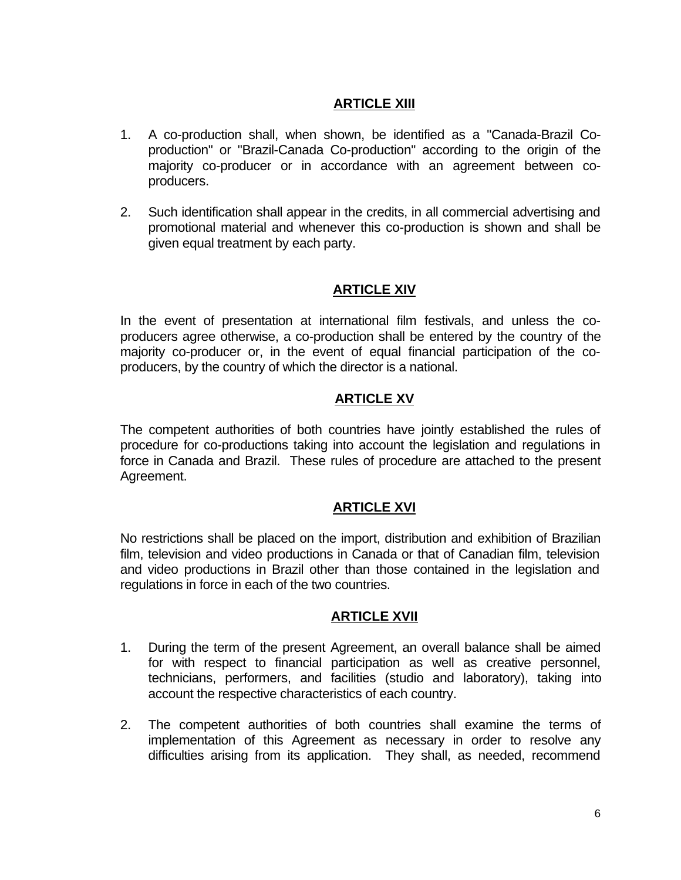## ARTICLE XIII

1. A co-production shall, when shown, be identified as a "Canada-Brazil Co-production" or "Brazil-Canada Co-production" according to the origin of the majority co-producer or in accordance with an agreement between co-producers.

2. Such identification shall appear in the credits, in all commercial advertising and promotional material and whenever this co-production is shown and shall be given equal treatment by each party.

## ARTICLE XIV

In the event of presentation at international film festivals, and unless the co-producers agree otherwise, a co-production shall be entered by the country of the majority co-producer or, in the event of equal financial participation of the co-producers, by the country of which the director is a national.

## ARTICLE XV

The competent authorities of both countries have jointly established the rules of procedure for co-productions taking into account the legislation and regulations in force in Canada and Brazil. These rules of procedure are attached to the present Agreement.

## ARTICLE XVI

No restrictions shall be placed on the import, distribution and exhibition of Brazilian film, television and video productions in Canada or that of Canadian film, television and video productions in Brazil other than those contained in the legislation and regulations in force in each of the two countries.

## ARTICLE XVII

1. During the term of the present Agreement, an overall balance shall be aimed for with respect to financial participation as well as creative personnel, technicians, performers, and facilities (studio and laboratory), taking into account the respective characteristics of each country.

2. The competent authorities of both countries shall examine the terms of implementation of this Agreement as necessary in order to resolve any difficulties arising from its application. They shall, as needed, recommend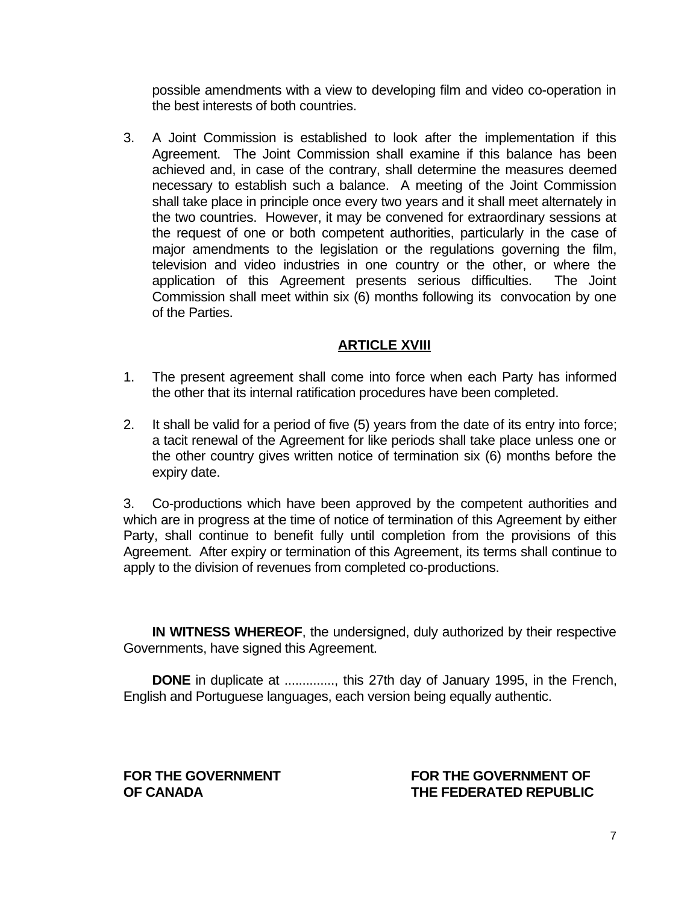possible amendments with a view to developing film and video co-operation in the best interests of both countries.

3. A Joint Commission is established to look after the implementation if this Agreement. The Joint Commission shall examine if this balance has been achieved and, in case of the contrary, shall determine the measures deemed necessary to establish such a balance. A meeting of the Joint Commission shall take place in principle once every two years and it shall meet alternately in the two countries. However, it may be convened for extraordinary sessions at the request of one or both competent authorities, particularly in the case of major amendments to the legislation or the regulations governing the film, television and video industries in one country or the other, or where the application of this Agreement presents serious difficulties. The Joint Commission shall meet within six (6) months following its convocation by one of the Parties.

## ARTICLE XVIII

1. The present agreement shall come into force when each Party has informed the other that its internal ratification procedures have been completed.

2. It shall be valid for a period of five (5) years from the date of its entry into force; a tacit renewal of the Agreement for like periods shall take place unless one or the other country gives written notice of termination six (6) months before the expiry date.

3. Co-productions which have been approved by the competent authorities and which are in progress at the time of notice of termination of this Agreement by either Party, shall continue to benefit fully until completion from the provisions of this Agreement. After expiry or termination of this Agreement, its terms shall continue to apply to the division of revenues from completed co-productions.

**IN WITNESS WHEREOF**, the undersigned, duly authorized by their respective Governments, have signed this Agreement.

**DONE** in duplicate at .............., this 27th day of January 1995, in the French, English and Portuguese languages, each version being equally authentic.

**FOR THE GOVERNMENT OF CANADA**

**FOR THE GOVERNMENT OF THE FEDERATED REPUBLIC**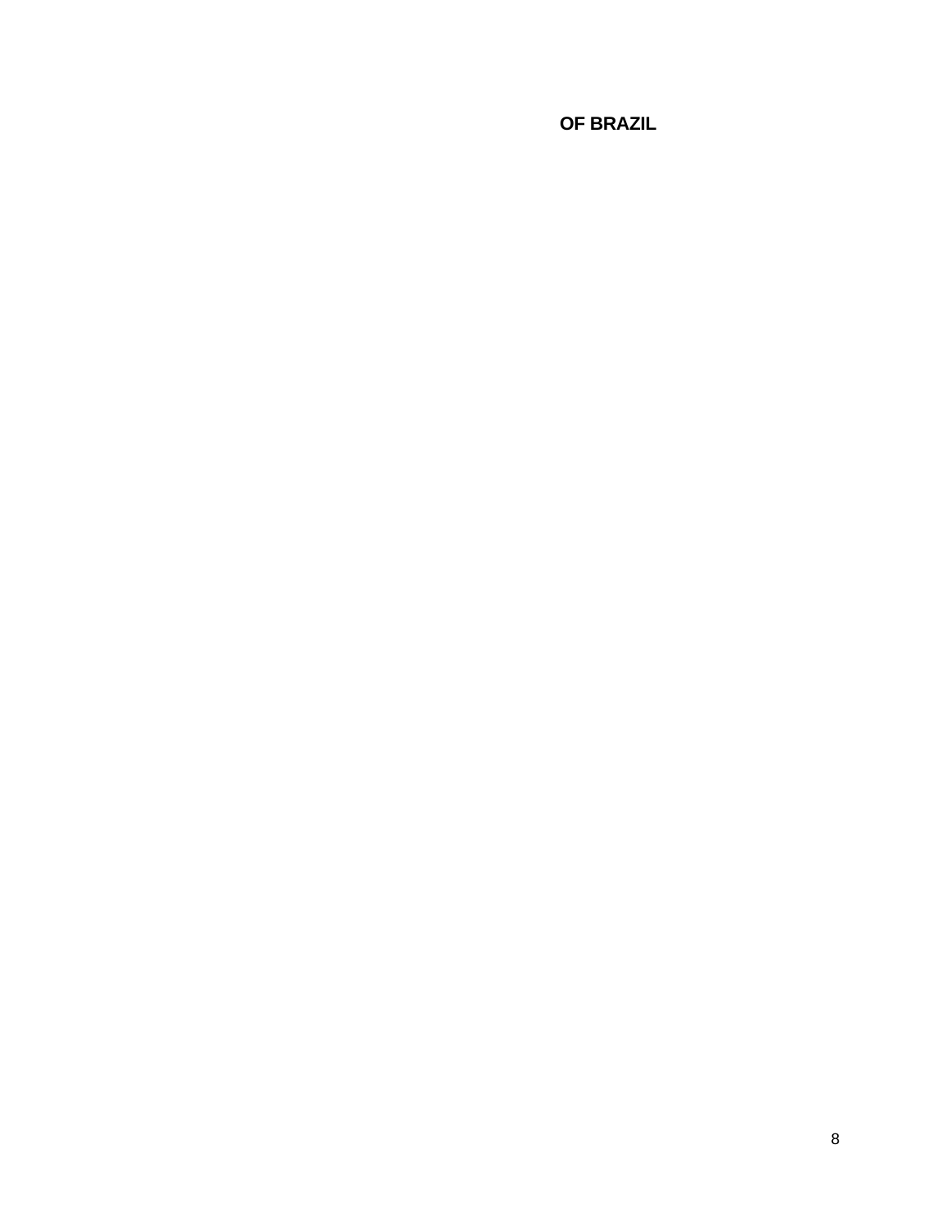**OF BRAZIL**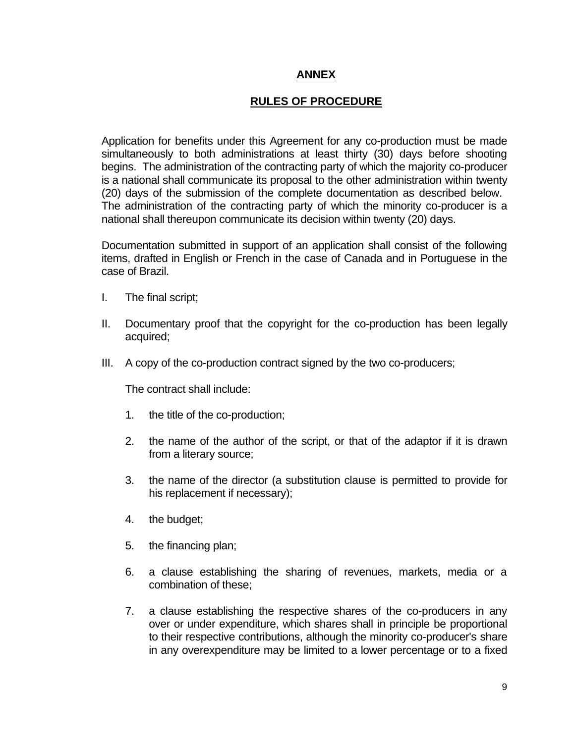## ANNEX

## RULES OF PROCEDURE

Application for benefits under this Agreement for any co-production must be made simultaneously to both administrations at least thirty (30) days before shooting begins. The administration of the contracting party of which the majority co-producer is a national shall communicate its proposal to the other administration within twenty (20) days of the submission of the complete documentation as described below. The administration of the contracting party of which the minority co-producer is a national shall thereupon communicate its decision within twenty (20) days.

Documentation submitted in support of an application shall consist of the following items, drafted in English or French in the case of Canada and in Portuguese in the case of Brazil.

I. The final script;

II. Documentary proof that the copyright for the co-production has been legally acquired;

III. A copy of the co-production contract signed by the two co-producers;

   The contract shall include:

   1. the title of the co-production;

   2. the name of the author of the script, or that of the adaptor if it is drawn from a literary source;

   3. the name of the director (a substitution clause is permitted to provide for his replacement if necessary);

   4. the budget;

   5. the financing plan;

   6. a clause establishing the sharing of revenues, markets, media or a combination of these;

   7. a clause establishing the respective shares of the co-producers in any over or under expenditure, which shares shall in principle be proportional to their respective contributions, although the minority co-producer's share in any overexpenditure may be limited to a lower percentage or to a fixed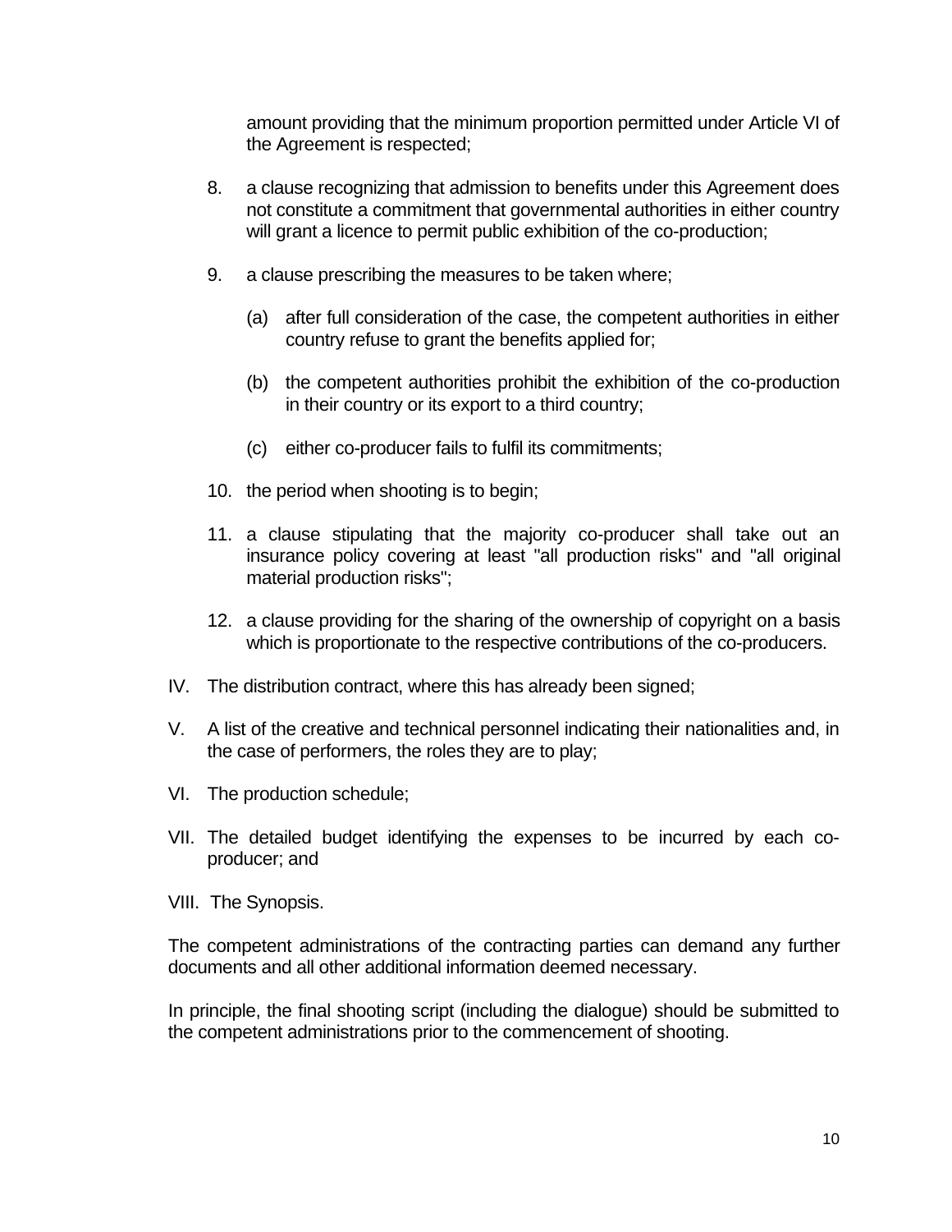amount providing that the minimum proportion permitted under Article VI of the Agreement is respected;

8. a clause recognizing that admission to benefits under this Agreement does not constitute a commitment that governmental authorities in either country will grant a licence to permit public exhibition of the co-production;

9. a clause prescribing the measures to be taken where;

   (a) after full consideration of the case, the competent authorities in either country refuse to grant the benefits applied for;

   (b) the competent authorities prohibit the exhibition of the co-production in their country or its export to a third country;

   (c) either co-producer fails to fulfil its commitments;

10. the period when shooting is to begin;

11. a clause stipulating that the majority co-producer shall take out an insurance policy covering at least "all production risks" and "all original material production risks";

12. a clause providing for the sharing of the ownership of copyright on a basis which is proportionate to the respective contributions of the co-producers.

IV. The distribution contract, where this has already been signed;

V. A list of the creative and technical personnel indicating their nationalities and, in the case of performers, the roles they are to play;

VI. The production schedule;

VII. The detailed budget identifying the expenses to be incurred by each co-producer; and

VIII. The Synopsis.

The competent administrations of the contracting parties can demand any further documents and all other additional information deemed necessary.

In principle, the final shooting script (including the dialogue) should be submitted to the competent administrations prior to the commencement of shooting.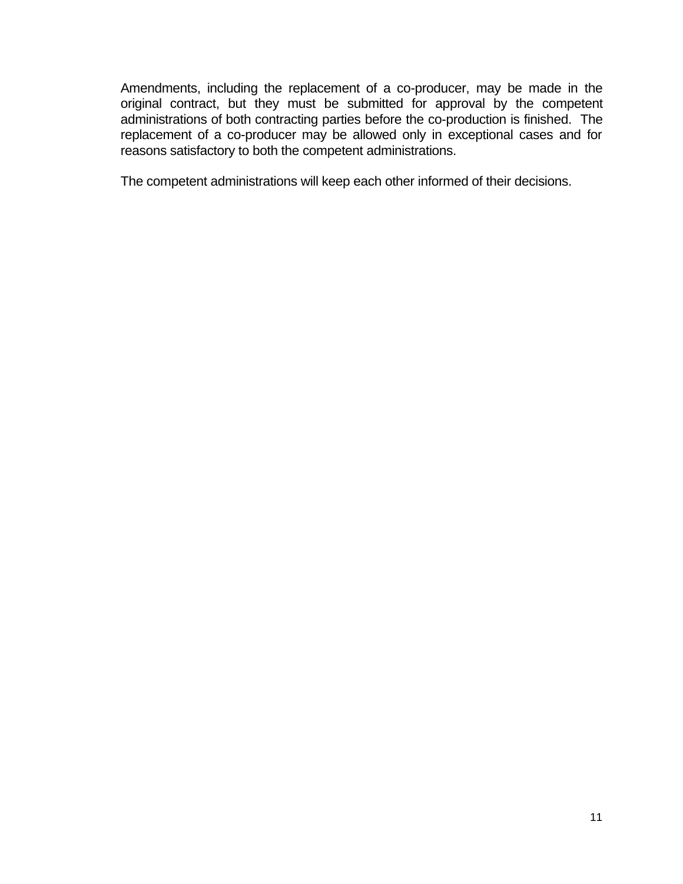Amendments, including the replacement of a co-producer, may be made in the original contract, but they must be submitted for approval by the competent administrations of both contracting parties before the co-production is finished. The replacement of a co-producer may be allowed only in exceptional cases and for reasons satisfactory to both the competent administrations.

The competent administrations will keep each other informed of their decisions.